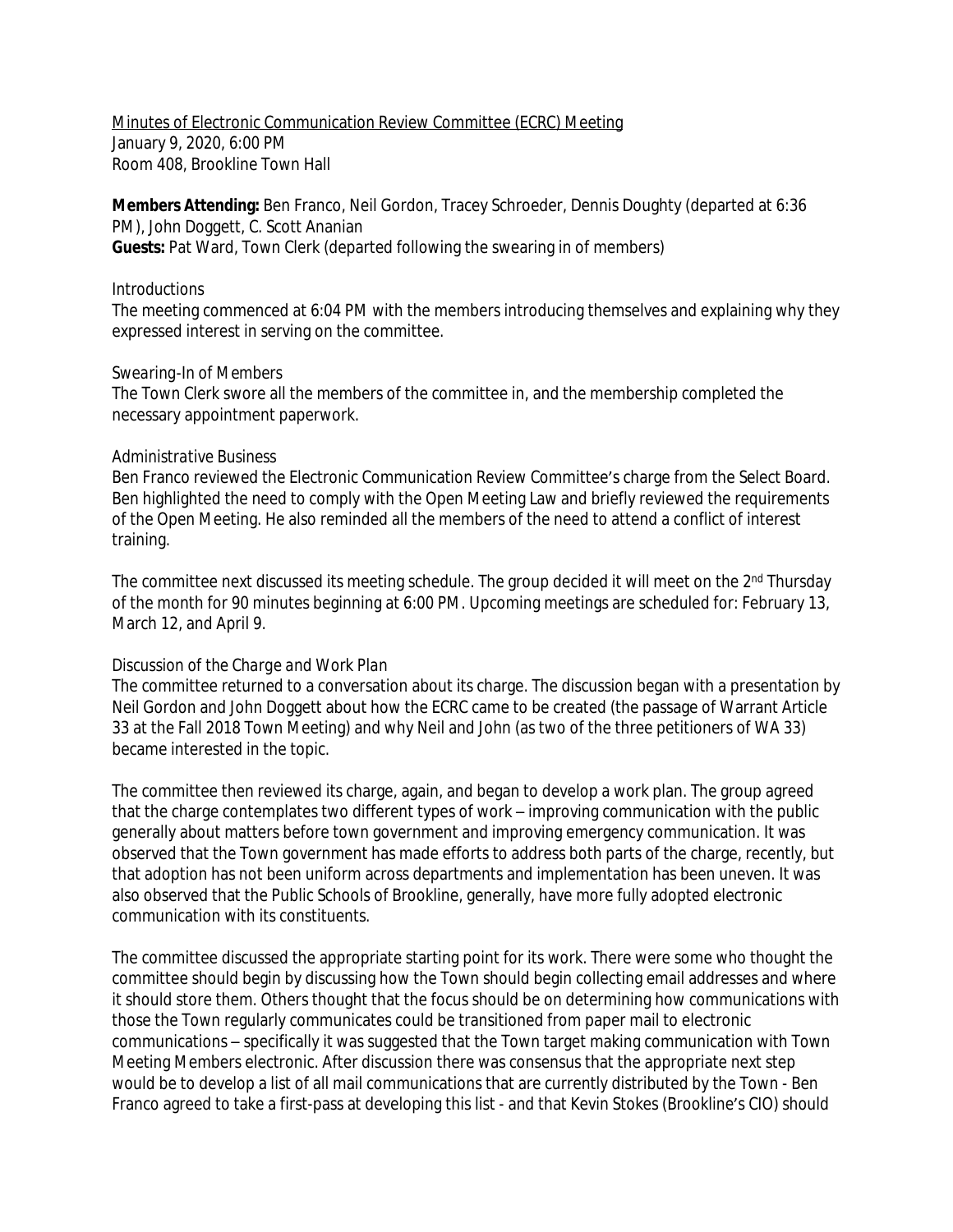Minutes of Electronic Communication Review Committee (ECRC) Meeting
January 9, 2020, 6:00 PM
Room 408, Brookline Town Hall

**Members Attending:** Ben Franco, Neil Gordon, Tracey Schroeder, Dennis Doughty (departed at 6:36 PM), John Doggett, C. Scott Ananian
**Guests:** Pat Ward, Town Clerk (departed following the swearing in of members)

*Introductions*

The meeting commenced at 6:04 PM with the members introducing themselves and explaining why they expressed interest in serving on the committee.

*Swearing-In of Members*

The Town Clerk swore all the members of the committee in, and the membership completed the necessary appointment paperwork.

*Administrative Business*

Ben Franco reviewed the Electronic Communication Review Committee's charge from the Select Board. Ben highlighted the need to comply with the Open Meeting Law and briefly reviewed the requirements of the Open Meeting. He also reminded all the members of the need to attend a conflict of interest training.

The committee next discussed its meeting schedule. The group decided it will meet on the 2nd Thursday of the month for 90 minutes beginning at 6:00 PM. Upcoming meetings are scheduled for: February 13, March 12, and April 9.

*Discussion of the Charge and Work Plan*

The committee returned to a conversation about its charge. The discussion began with a presentation by Neil Gordon and John Doggett about how the ECRC came to be created (the passage of Warrant Article 33 at the Fall 2018 Town Meeting) and why Neil and John (as two of the three petitioners of WA 33) became interested in the topic.

The committee then reviewed its charge, again, and began to develop a work plan. The group agreed that the charge contemplates two different types of work – improving communication with the public generally about matters before town government and improving emergency communication. It was observed that the Town government has made efforts to address both parts of the charge, recently, but that adoption has not been uniform across departments and implementation has been uneven. It was also observed that the Public Schools of Brookline, generally, have more fully adopted electronic communication with its constituents.

The committee discussed the appropriate starting point for its work. There were some who thought the committee should begin by discussing how the Town should begin collecting email addresses and where it should store them. Others thought that the focus should be on determining how communications with those the Town regularly communicates could be transitioned from paper mail to electronic communications – specifically it was suggested that the Town target making communication with Town Meeting Members electronic. After discussion there was consensus that the appropriate next step would be to develop a list of all mail communications that are currently distributed by the Town - Ben Franco agreed to take a first-pass at developing this list - and that Kevin Stokes (Brookline's CIO) should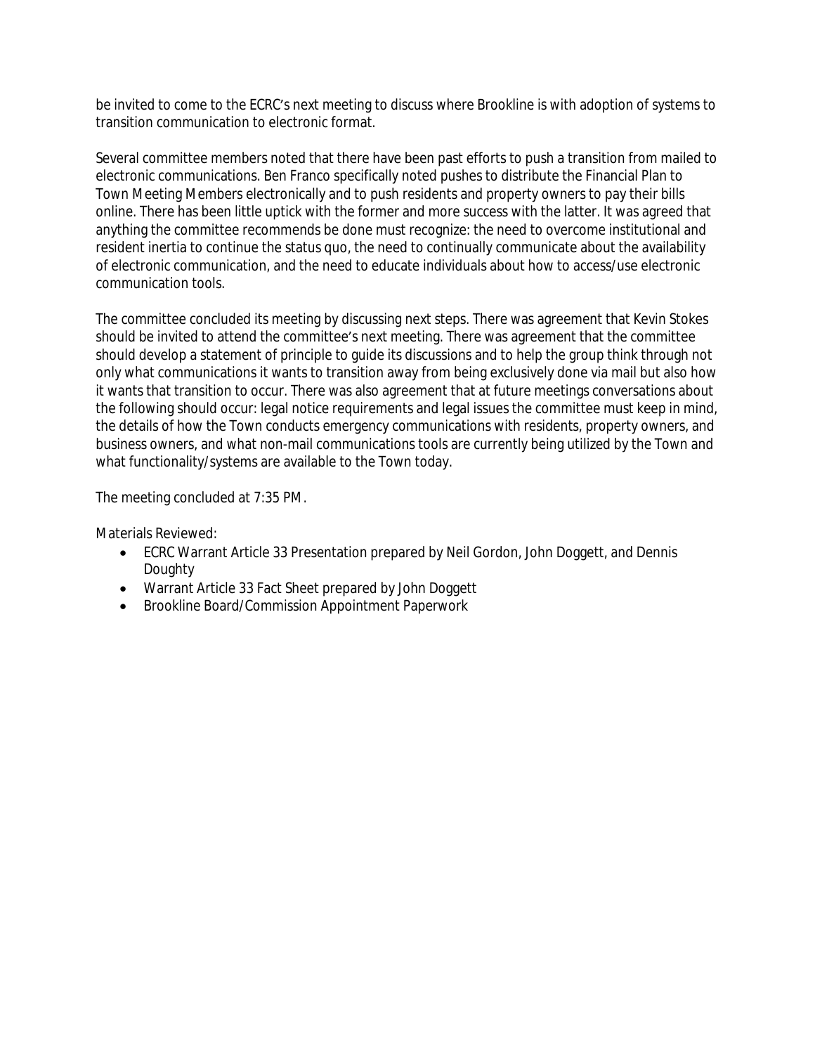be invited to come to the ECRC's next meeting to discuss where Brookline is with adoption of systems to transition communication to electronic format.

Several committee members noted that there have been past efforts to push a transition from mailed to electronic communications. Ben Franco specifically noted pushes to distribute the Financial Plan to Town Meeting Members electronically and to push residents and property owners to pay their bills online. There has been little uptick with the former and more success with the latter. It was agreed that anything the committee recommends be done must recognize: the need to overcome institutional and resident inertia to continue the status quo, the need to continually communicate about the availability of electronic communication, and the need to educate individuals about how to access/use electronic communication tools.

The committee concluded its meeting by discussing next steps. There was agreement that Kevin Stokes should be invited to attend the committee's next meeting. There was agreement that the committee should develop a statement of principle to guide its discussions and to help the group think through not only what communications it wants to transition away from being exclusively done via mail but also how it wants that transition to occur. There was also agreement that at future meetings conversations about the following should occur: legal notice requirements and legal issues the committee must keep in mind, the details of how the Town conducts emergency communications with residents, property owners, and business owners, and what non-mail communications tools are currently being utilized by the Town and what functionality/systems are available to the Town today.

The meeting concluded at 7:35 PM.

Materials Reviewed:

- ECRC Warrant Article 33 Presentation prepared by Neil Gordon, John Doggett, and Dennis Doughty
- Warrant Article 33 Fact Sheet prepared by John Doggett
- Brookline Board/Commission Appointment Paperwork